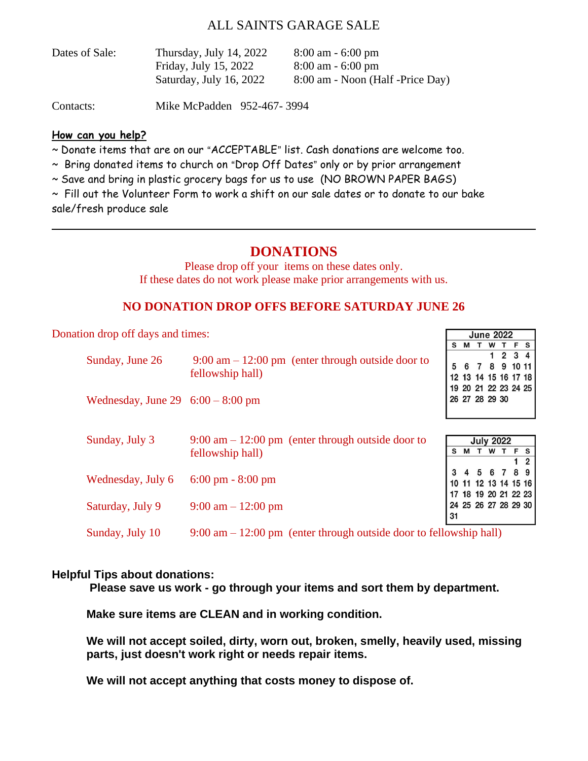# ALL SAINTS GARAGE SALE

| Dates of Sale: | Thursday, July 14, 2022 | 8:00 am - 6:00 pm |
|---|---|---|
| | Friday, July 15, 2022 | 8:00 am - 6:00 pm |
| | Saturday, July 16, 2022 | 8:00 am - Noon (Half -Price Day) |

Contacts: Mike McPadden 952-467- 3994

**How can you help?**

~ Donate items that are on our "ACCEPTABLE" list. Cash donations are welcome too.

~ Bring donated items to church on "Drop Off Dates" only or by prior arrangement

~ Save and bring in plastic grocery bags for us to use (NO BROWN PAPER BAGS)

~ Fill out the Volunteer Form to work a shift on our sale dates or to donate to our bake sale/fresh produce sale

---

## DONATIONS

Please drop off your items on these dates only.
If these dates do not work please make prior arrangements with us.

### NO DONATION DROP OFFS BEFORE SATURDAY JUNE 26

Donation drop off days and times:

| | |
|---|---|
| Sunday, June 26 | 9:00 am – 12:00 pm (enter through outside door to fellowship hall) |
| Wednesday, June 29 | 6:00 – 8:00 pm |
| Sunday, July 3 | 9:00 am – 12:00 pm (enter through outside door to fellowship hall) |
| Wednesday, July 6 | 6:00 pm - 8:00 pm |
| Saturday, July 9 | 9:00 am – 12:00 pm |
| Sunday, July 10 | 9:00 am – 12:00 pm (enter through outside door to fellowship hall) |

**June 2022**

| S | M | T | W | T | F | S |
|---|---|---|---|---|---|---|
| | | | 1 | 2 | 3 | 4 |
| 5 | 6 | 7 | 8 | 9 | 10 | 11 |
| 12 | 13 | 14 | 15 | 16 | 17 | 18 |
| 19 | 20 | 21 | 22 | 23 | 24 | 25 |
| 26 | 27 | 28 | 29 | 30 | | |

**July 2022**

| S | M | T | W | T | F | S |
|---|---|---|---|---|---|---|
| | | | | | 1 | 2 |
| 3 | 4 | 5 | 6 | 7 | 8 | 9 |
| 10 | 11 | 12 | 13 | 14 | 15 | 16 |
| 17 | 18 | 19 | 20 | 21 | 22 | 23 |
| 24 | 25 | 26 | 27 | 28 | 29 | 30 |
| 31 | | | | | | |

**Helpful Tips about donations:**

**Please save us work - go through your items and sort them by department.**

**Make sure items are CLEAN and in working condition.**

**We will not accept soiled, dirty, worn out, broken, smelly, heavily used, missing parts, just doesn't work right or needs repair items.**

**We will not accept anything that costs money to dispose of.**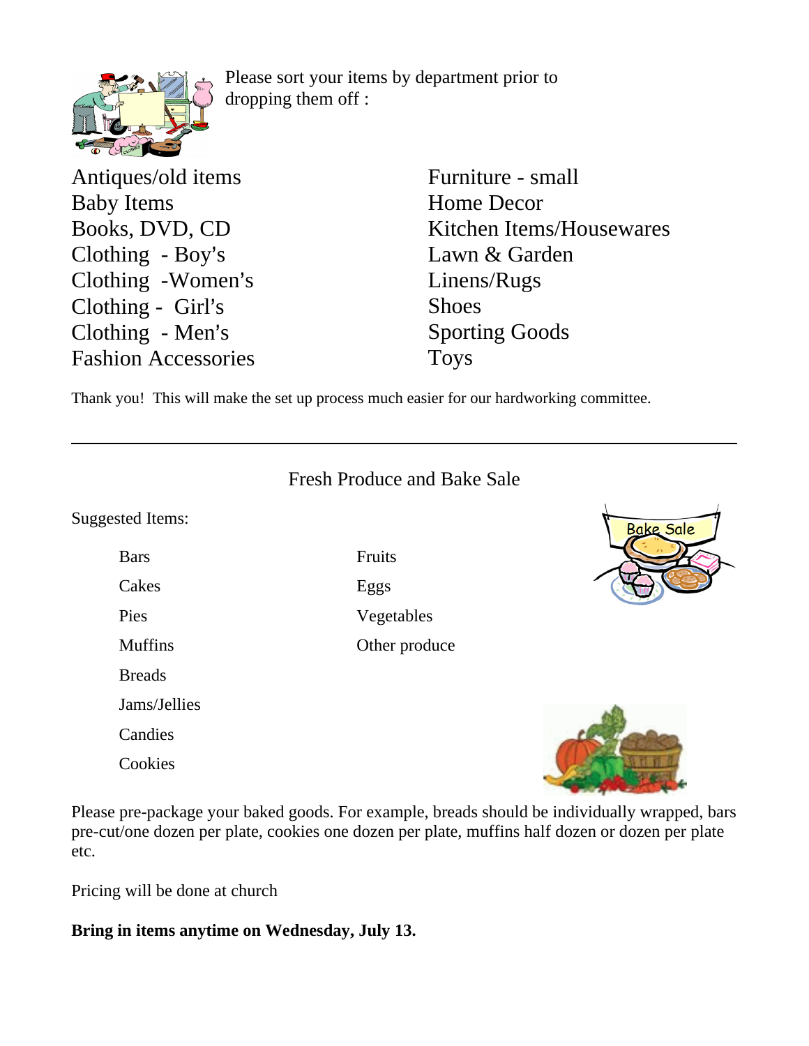Please sort your items by department prior to dropping them off :

- Antiques/old items
- Baby Items
- Books, DVD, CD
- Clothing - Boy's
- Clothing -Women's
- Clothing - Girl's
- Clothing - Men's
- Fashion Accessories
- Furniture - small
- Home Decor
- Kitchen Items/Housewares
- Lawn & Garden
- Linens/Rugs
- Shoes
- Sporting Goods
- Toys

Thank you! This will make the set up process much easier for our hardworking committee.

---

## Fresh Produce and Bake Sale

Suggested Items:

- Bars
- Cakes
- Pies
- Muffins
- Breads
- Jams/Jellies
- Candies
- Cookies
- Fruits
- Eggs
- Vegetables
- Other produce

Please pre-package your baked goods. For example, breads should be individually wrapped, bars pre-cut/one dozen per plate, cookies one dozen per plate, muffins half dozen or dozen per plate etc.

Pricing will be done at church

**Bring in items anytime on Wednesday, July 13.**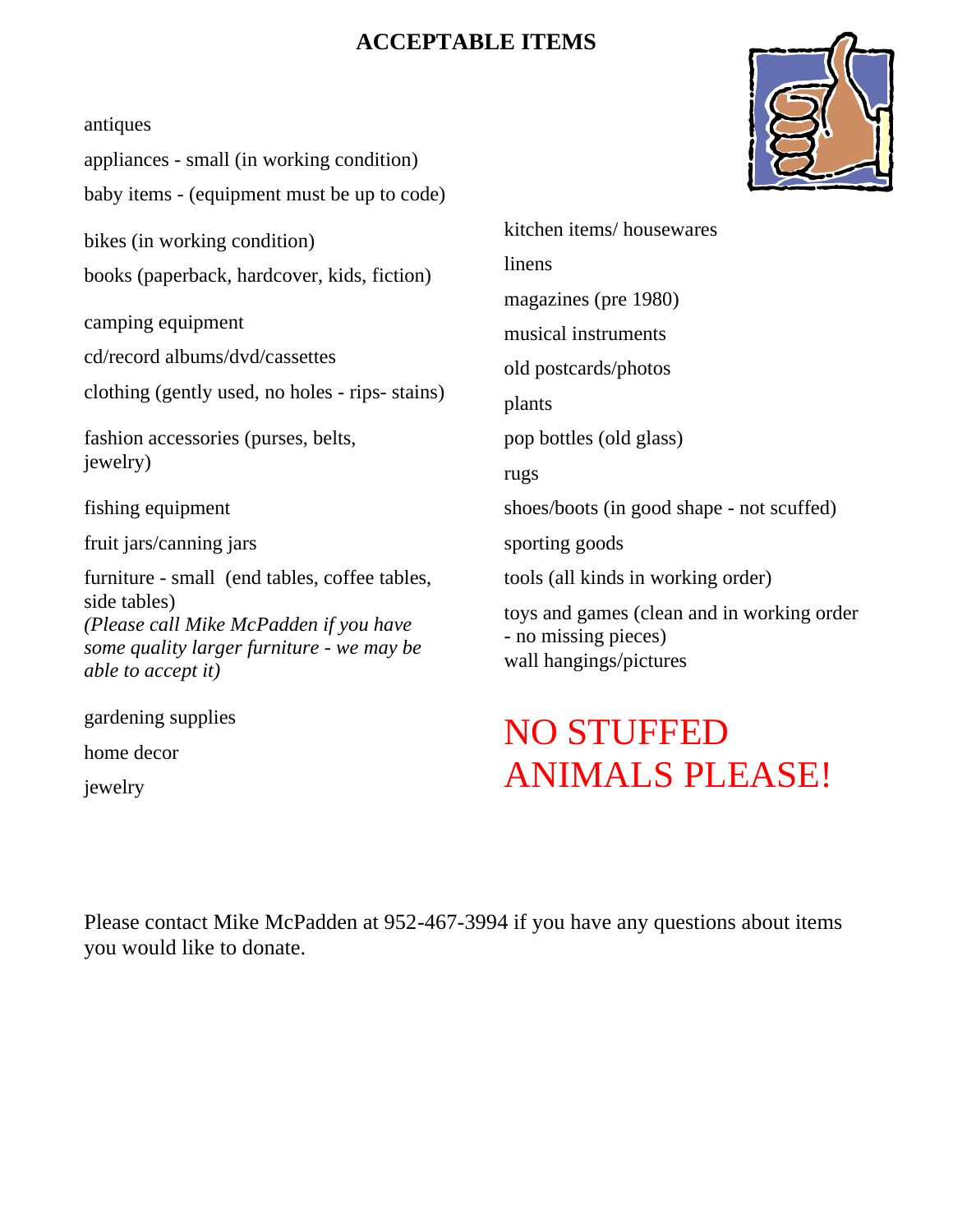# ACCEPTABLE ITEMS

antiques

appliances - small (in working condition)

baby items - (equipment must be up to code)

bikes (in working condition)

books (paperback, hardcover, kids, fiction)

camping equipment

cd/record albums/dvd/cassettes

clothing (gently used, no holes - rips- stains)

fashion accessories (purses, belts, jewelry)

fishing equipment

fruit jars/canning jars

furniture - small (end tables, coffee tables, side tables)
*(Please call Mike McPadden if you have some quality larger furniture - we may be able to accept it)*

gardening supplies

home decor

jewelry

kitchen items/ housewares

linens

magazines (pre 1980)

musical instruments

old postcards/photos

plants

pop bottles (old glass)

rugs

shoes/boots (in good shape - not scuffed)

sporting goods

tools (all kinds in working order)

toys and games (clean and in working order - no missing pieces)

wall hangings/pictures

## NO STUFFED ANIMALS PLEASE!

Please contact Mike McPadden at 952-467-3994 if you have any questions about items you would like to donate.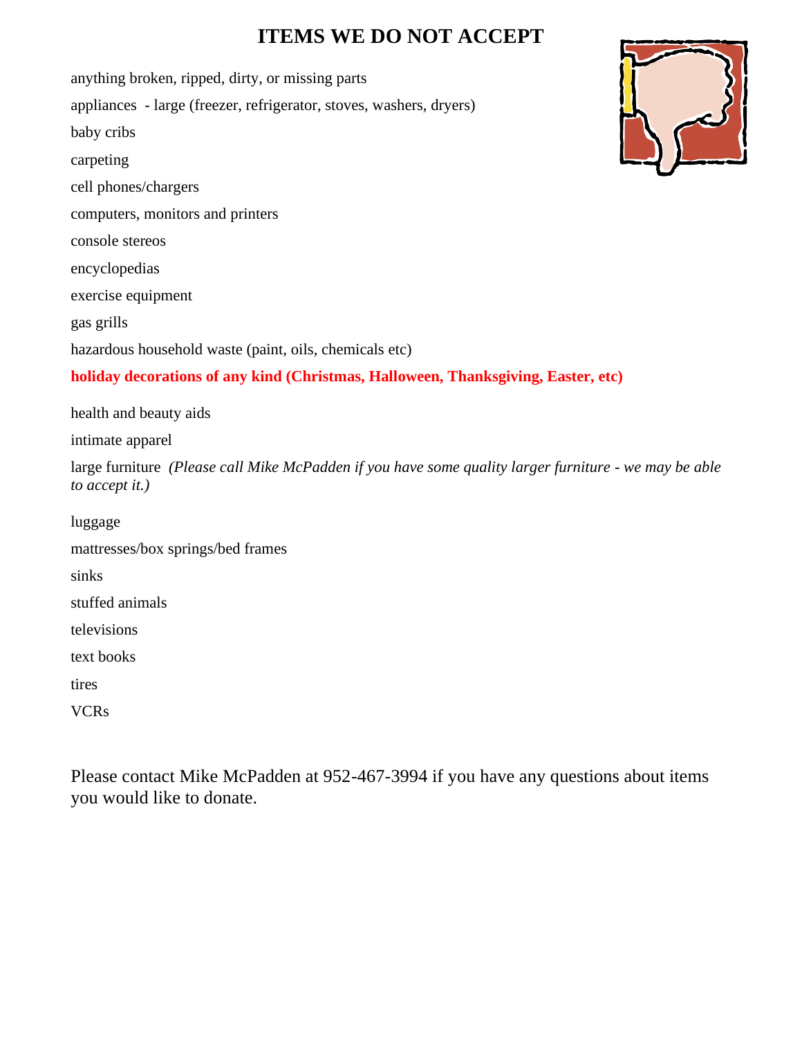# ITEMS WE DO NOT ACCEPT

anything broken, ripped, dirty, or missing parts

appliances - large (freezer, refrigerator, stoves, washers, dryers)

baby cribs

carpeting

cell phones/chargers

computers, monitors and printers

console stereos

encyclopedias

exercise equipment

gas grills

hazardous household waste (paint, oils, chemicals etc)

**holiday decorations of any kind (Christmas, Halloween, Thanksgiving, Easter, etc)**

health and beauty aids

intimate apparel

large furniture *(Please call Mike McPadden if you have some quality larger furniture - we may be able to accept it.)*

luggage

mattresses/box springs/bed frames

sinks

stuffed animals

televisions

text books

tires

VCRs

Please contact Mike McPadden at 952-467-3994 if you have any questions about items you would like to donate.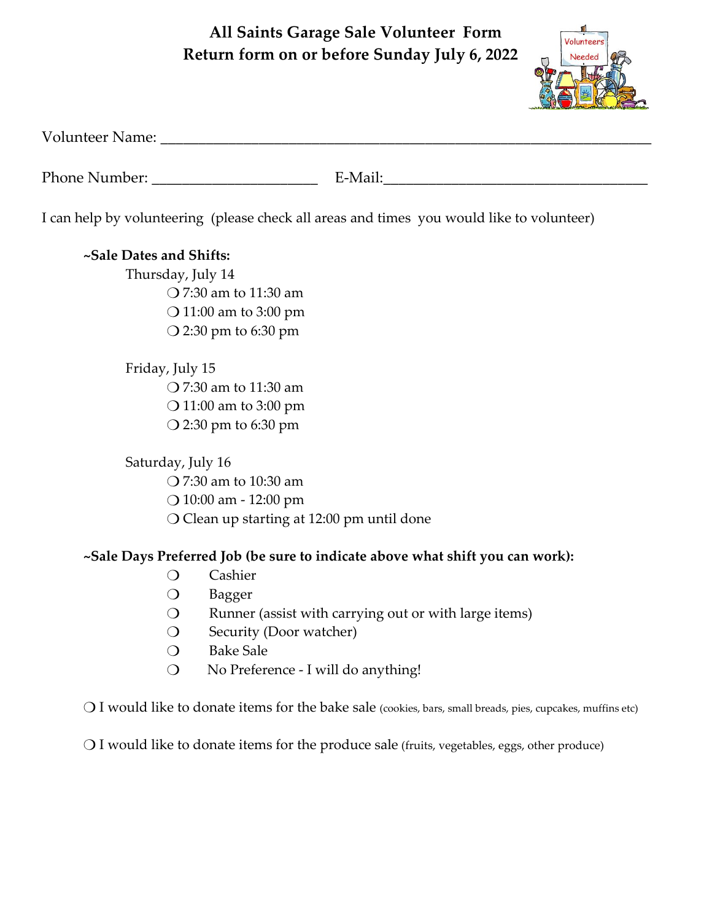# All Saints Garage Sale Volunteer Form
## Return form on or before Sunday July 6, 2022

Volunteer Name: ___________________________________________________________________

Phone Number: ______________________ E-Mail:___________________________________

I can help by volunteering (please check all areas and times you would like to volunteer)

**~Sale Dates and Shifts:**

Thursday, July 14

- ❍ 7:30 am to 11:30 am
- ❍ 11:00 am to 3:00 pm
- ❍ 2:30 pm to 6:30 pm

Friday, July 15

- ❍ 7:30 am to 11:30 am
- ❍ 11:00 am to 3:00 pm
- ❍ 2:30 pm to 6:30 pm

Saturday, July 16

- ❍ 7:30 am to 10:30 am
- ❍ 10:00 am - 12:00 pm
- ❍ Clean up starting at 12:00 pm until done

**~Sale Days Preferred Job (be sure to indicate above what shift you can work):**

- ❍ Cashier
- ❍ Bagger
- ❍ Runner (assist with carrying out or with large items)
- ❍ Security (Door watcher)
- ❍ Bake Sale
- ❍ No Preference - I will do anything!

❍ I would like to donate items for the bake sale (cookies, bars, small breads, pies, cupcakes, muffins etc)

❍ I would like to donate items for the produce sale (fruits, vegetables, eggs, other produce)